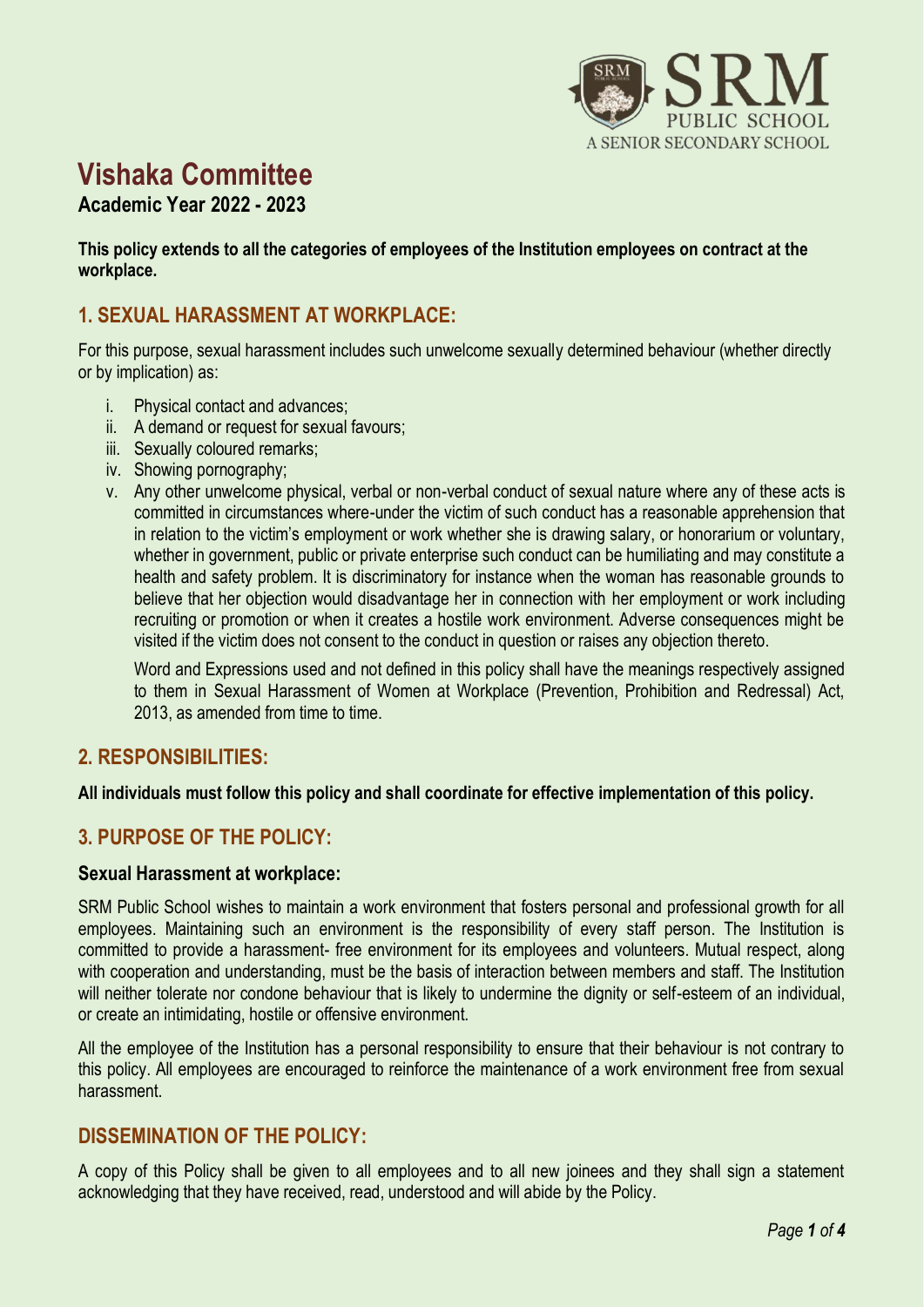# Vishaka Committee

**Academic Year 2022 - 2023**

**This policy extends to all the categories of employees of the Institution employees on contract at the workplace.**

## 1. SEXUAL HARASSMENT AT WORKPLACE:

For this purpose, sexual harassment includes such unwelcome sexually determined behaviour (whether directly or by implication) as:

i. Physical contact and advances;
ii. A demand or request for sexual favours;
iii. Sexually coloured remarks;
iv. Showing pornography;
v. Any other unwelcome physical, verbal or non-verbal conduct of sexual nature where any of these acts is committed in circumstances where-under the victim of such conduct has a reasonable apprehension that in relation to the victim's employment or work whether she is drawing salary, or honorarium or voluntary, whether in government, public or private enterprise such conduct can be humiliating and may constitute a health and safety problem. It is discriminatory for instance when the woman has reasonable grounds to believe that her objection would disadvantage her in connection with her employment or work including recruiting or promotion or when it creates a hostile work environment. Adverse consequences might be visited if the victim does not consent to the conduct in question or raises any objection thereto.

   Word and Expressions used and not defined in this policy shall have the meanings respectively assigned to them in Sexual Harassment of Women at Workplace (Prevention, Prohibition and Redressal) Act, 2013, as amended from time to time.

## 2. RESPONSIBILITIES:

**All individuals must follow this policy and shall coordinate for effective implementation of this policy.**

## 3. PURPOSE OF THE POLICY:

### Sexual Harassment at workplace:

SRM Public School wishes to maintain a work environment that fosters personal and professional growth for all employees. Maintaining such an environment is the responsibility of every staff person. The Institution is committed to provide a harassment- free environment for its employees and volunteers. Mutual respect, along with cooperation and understanding, must be the basis of interaction between members and staff. The Institution will neither tolerate nor condone behaviour that is likely to undermine the dignity or self-esteem of an individual, or create an intimidating, hostile or offensive environment.

All the employee of the Institution has a personal responsibility to ensure that their behaviour is not contrary to this policy. All employees are encouraged to reinforce the maintenance of a work environment free from sexual harassment.

## DISSEMINATION OF THE POLICY:

A copy of this Policy shall be given to all employees and to all new joinees and they shall sign a statement acknowledging that they have received, read, understood and will abide by the Policy.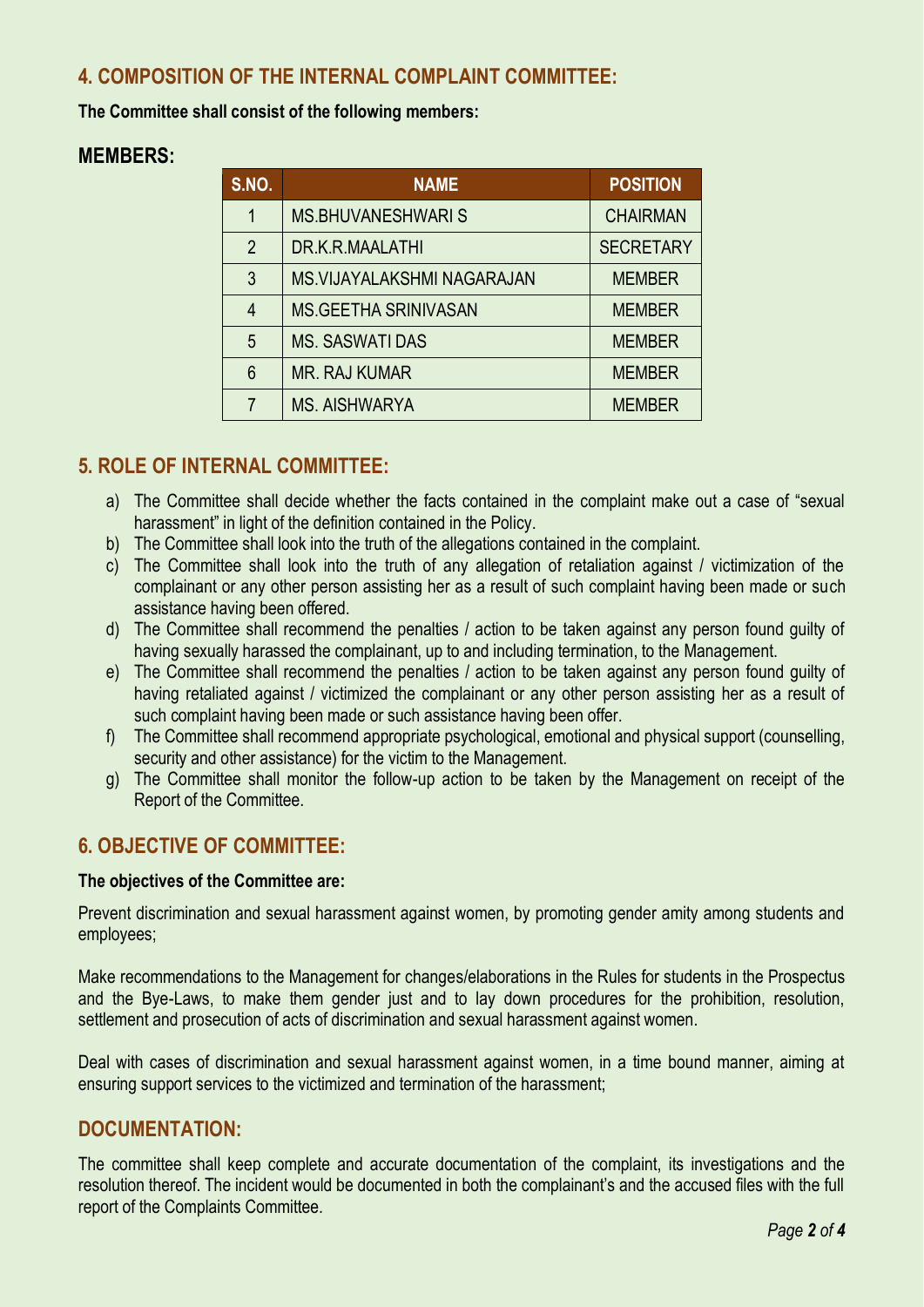## 4. COMPOSITION OF THE INTERNAL COMPLAINT COMMITTEE:

**The Committee shall consist of the following members:**

### MEMBERS:

| S.NO. | NAME | POSITION |
|---|---|---|
| 1 | MS.BHUVANESHWARI S | CHAIRMAN |
| 2 | DR.K.R.MAALATHI | SECRETARY |
| 3 | MS.VIJAYALAKSHMI NAGARAJAN | MEMBER |
| 4 | MS.GEETHA SRINIVASAN | MEMBER |
| 5 | MS. SASWATI DAS | MEMBER |
| 6 | MR. RAJ KUMAR | MEMBER |
| 7 | MS. AISHWARYA | MEMBER |

## 5. ROLE OF INTERNAL COMMITTEE:

a) The Committee shall decide whether the facts contained in the complaint make out a case of "sexual harassment" in light of the definition contained in the Policy.
b) The Committee shall look into the truth of the allegations contained in the complaint.
c) The Committee shall look into the truth of any allegation of retaliation against / victimization of the complainant or any other person assisting her as a result of such complaint having been made or such assistance having been offered.
d) The Committee shall recommend the penalties / action to be taken against any person found guilty of having sexually harassed the complainant, up to and including termination, to the Management.
e) The Committee shall recommend the penalties / action to be taken against any person found guilty of having retaliated against / victimized the complainant or any other person assisting her as a result of such complaint having been made or such assistance having been offer.
f) The Committee shall recommend appropriate psychological, emotional and physical support (counselling, security and other assistance) for the victim to the Management.
g) The Committee shall monitor the follow-up action to be taken by the Management on receipt of the Report of the Committee.

## 6. OBJECTIVE OF COMMITTEE:

**The objectives of the Committee are:**

Prevent discrimination and sexual harassment against women, by promoting gender amity among students and employees;

Make recommendations to the Management for changes/elaborations in the Rules for students in the Prospectus and the Bye-Laws, to make them gender just and to lay down procedures for the prohibition, resolution, settlement and prosecution of acts of discrimination and sexual harassment against women.

Deal with cases of discrimination and sexual harassment against women, in a time bound manner, aiming at ensuring support services to the victimized and termination of the harassment;

## DOCUMENTATION:

The committee shall keep complete and accurate documentation of the complaint, its investigations and the resolution thereof. The incident would be documented in both the complainant's and the accused files with the full report of the Complaints Committee.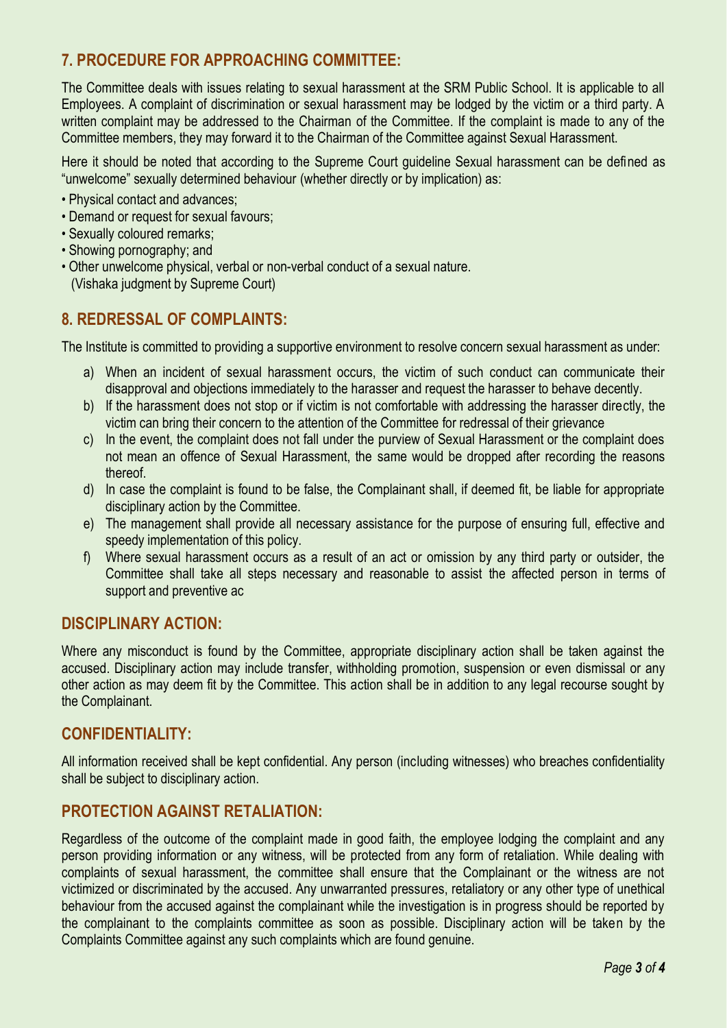## 7. PROCEDURE FOR APPROACHING COMMITTEE:

The Committee deals with issues relating to sexual harassment at the SRM Public School. It is applicable to all Employees. A complaint of discrimination or sexual harassment may be lodged by the victim or a third party. A written complaint may be addressed to the Chairman of the Committee. If the complaint is made to any of the Committee members, they may forward it to the Chairman of the Committee against Sexual Harassment.

Here it should be noted that according to the Supreme Court guideline Sexual harassment can be defined as "unwelcome" sexually determined behaviour (whether directly or by implication) as:

- Physical contact and advances;
- Demand or request for sexual favours;
- Sexually coloured remarks;
- Showing pornography; and
- Other unwelcome physical, verbal or non-verbal conduct of a sexual nature.
  (Vishaka judgment by Supreme Court)

## 8. REDRESSAL OF COMPLAINTS:

The Institute is committed to providing a supportive environment to resolve concern sexual harassment as under:

a) When an incident of sexual harassment occurs, the victim of such conduct can communicate their disapproval and objections immediately to the harasser and request the harasser to behave decently.
b) If the harassment does not stop or if victim is not comfortable with addressing the harasser directly, the victim can bring their concern to the attention of the Committee for redressal of their grievance
c) In the event, the complaint does not fall under the purview of Sexual Harassment or the complaint does not mean an offence of Sexual Harassment, the same would be dropped after recording the reasons thereof.
d) In case the complaint is found to be false, the Complainant shall, if deemed fit, be liable for appropriate disciplinary action by the Committee.
e) The management shall provide all necessary assistance for the purpose of ensuring full, effective and speedy implementation of this policy.
f) Where sexual harassment occurs as a result of an act or omission by any third party or outsider, the Committee shall take all steps necessary and reasonable to assist the affected person in terms of support and preventive ac

## DISCIPLINARY ACTION:

Where any misconduct is found by the Committee, appropriate disciplinary action shall be taken against the accused. Disciplinary action may include transfer, withholding promotion, suspension or even dismissal or any other action as may deem fit by the Committee. This action shall be in addition to any legal recourse sought by the Complainant.

## CONFIDENTIALITY:

All information received shall be kept confidential. Any person (including witnesses) who breaches confidentiality shall be subject to disciplinary action.

## PROTECTION AGAINST RETALIATION:

Regardless of the outcome of the complaint made in good faith, the employee lodging the complaint and any person providing information or any witness, will be protected from any form of retaliation. While dealing with complaints of sexual harassment, the committee shall ensure that the Complainant or the witness are not victimized or discriminated by the accused. Any unwarranted pressures, retaliatory or any other type of unethical behaviour from the accused against the complainant while the investigation is in progress should be reported by the complainant to the complaints committee as soon as possible. Disciplinary action will be taken by the Complaints Committee against any such complaints which are found genuine.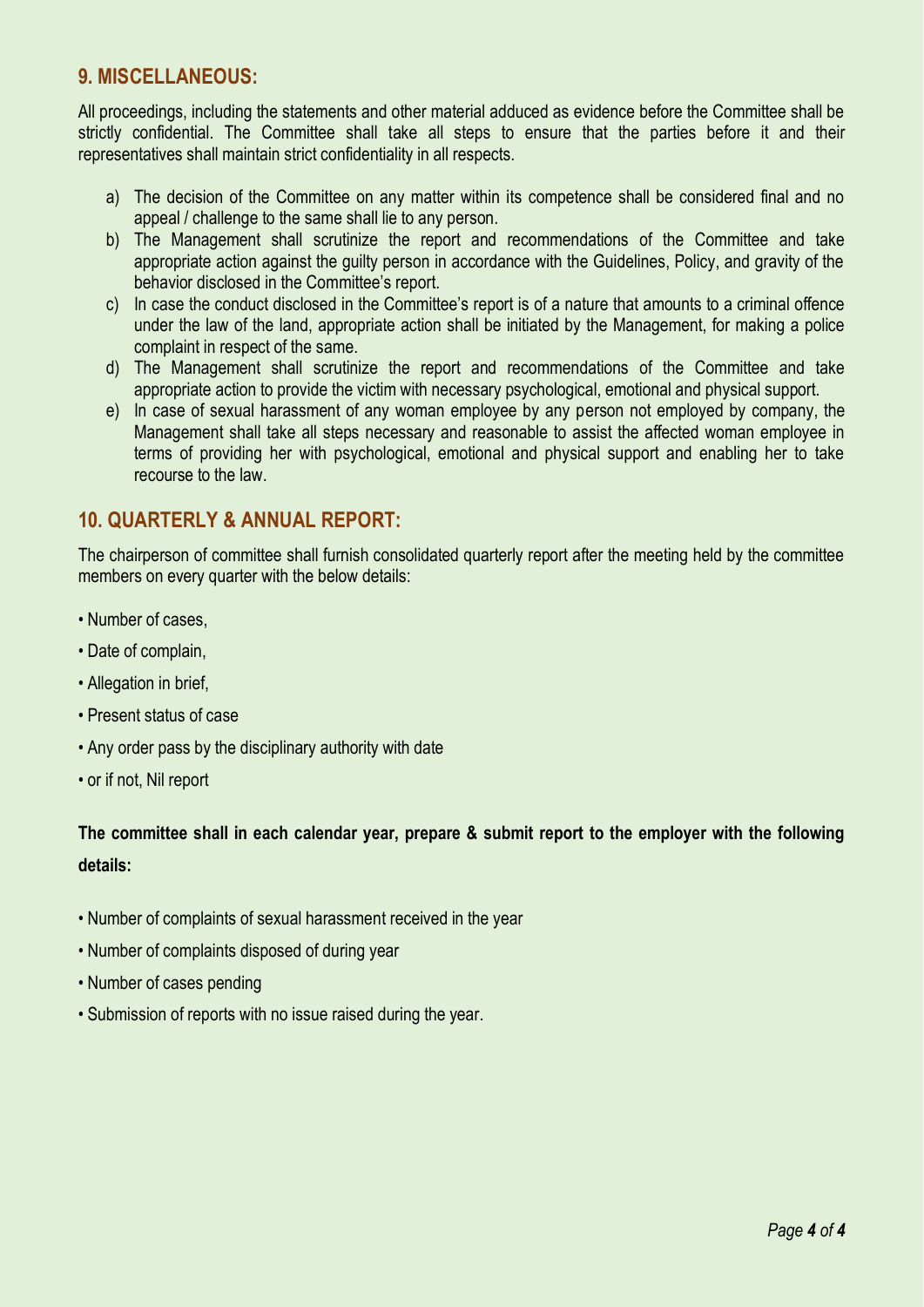## 9. MISCELLANEOUS:

All proceedings, including the statements and other material adduced as evidence before the Committee shall be strictly confidential. The Committee shall take all steps to ensure that the parties before it and their representatives shall maintain strict confidentiality in all respects.

a) The decision of the Committee on any matter within its competence shall be considered final and no appeal / challenge to the same shall lie to any person.
b) The Management shall scrutinize the report and recommendations of the Committee and take appropriate action against the guilty person in accordance with the Guidelines, Policy, and gravity of the behavior disclosed in the Committee's report.
c) In case the conduct disclosed in the Committee's report is of a nature that amounts to a criminal offence under the law of the land, appropriate action shall be initiated by the Management, for making a police complaint in respect of the same.
d) The Management shall scrutinize the report and recommendations of the Committee and take appropriate action to provide the victim with necessary psychological, emotional and physical support.
e) In case of sexual harassment of any woman employee by any person not employed by company, the Management shall take all steps necessary and reasonable to assist the affected woman employee in terms of providing her with psychological, emotional and physical support and enabling her to take recourse to the law.

## 10. QUARTERLY & ANNUAL REPORT:

The chairperson of committee shall furnish consolidated quarterly report after the meeting held by the committee members on every quarter with the below details:

- Number of cases,
- Date of complain,
- Allegation in brief,
- Present status of case
- Any order pass by the disciplinary authority with date
- or if not, Nil report

**The committee shall in each calendar year, prepare & submit report to the employer with the following details:**

- Number of complaints of sexual harassment received in the year
- Number of complaints disposed of during year
- Number of cases pending
- Submission of reports with no issue raised during the year.